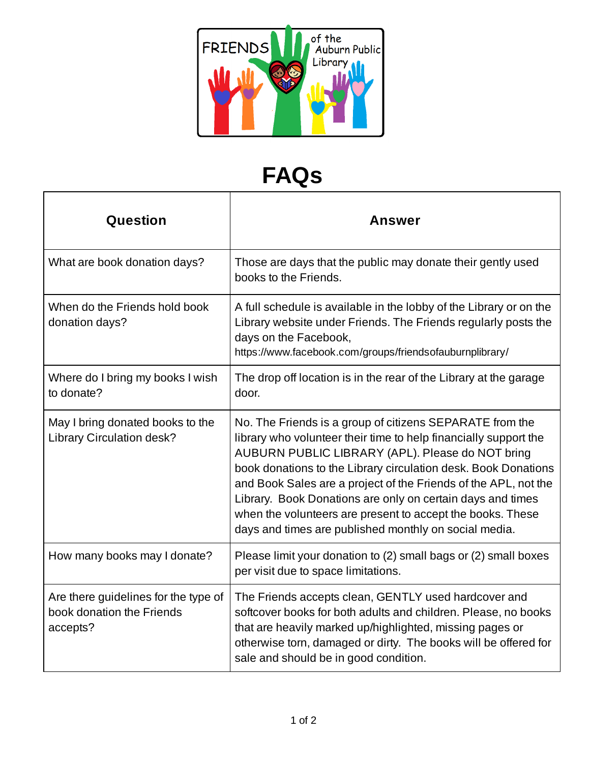FRIENDS of the Auburn Public Library

# FAQs

| Question | Answer |
|---|---|
| What are book donation days? | Those are days that the public may donate their gently used books to the Friends. |
| When do the Friends hold book donation days? | A full schedule is available in the lobby of the Library or on the Library website under Friends. The Friends regularly posts the days on the Facebook, https://www.facebook.com/groups/friendsofauburnplibrary/ |
| Where do I bring my books I wish to donate? | The drop off location is in the rear of the Library at the garage door. |
| May I bring donated books to the Library Circulation desk? | No. The Friends is a group of citizens SEPARATE from the library who volunteer their time to help financially support the AUBURN PUBLIC LIBRARY (APL). Please do NOT bring book donations to the Library circulation desk. Book Donations and Book Sales are a project of the Friends of the APL, not the Library. Book Donations are only on certain days and times when the volunteers are present to accept the books. These days and times are published monthly on social media. |
| How many books may I donate? | Please limit your donation to (2) small bags or (2) small boxes per visit due to space limitations. |
| Are there guidelines for the type of book donation the Friends accepts? | The Friends accepts clean, GENTLY used hardcover and softcover books for both adults and children. Please, no books that are heavily marked up/highlighted, missing pages or otherwise torn, damaged or dirty. The books will be offered for sale and should be in good condition. |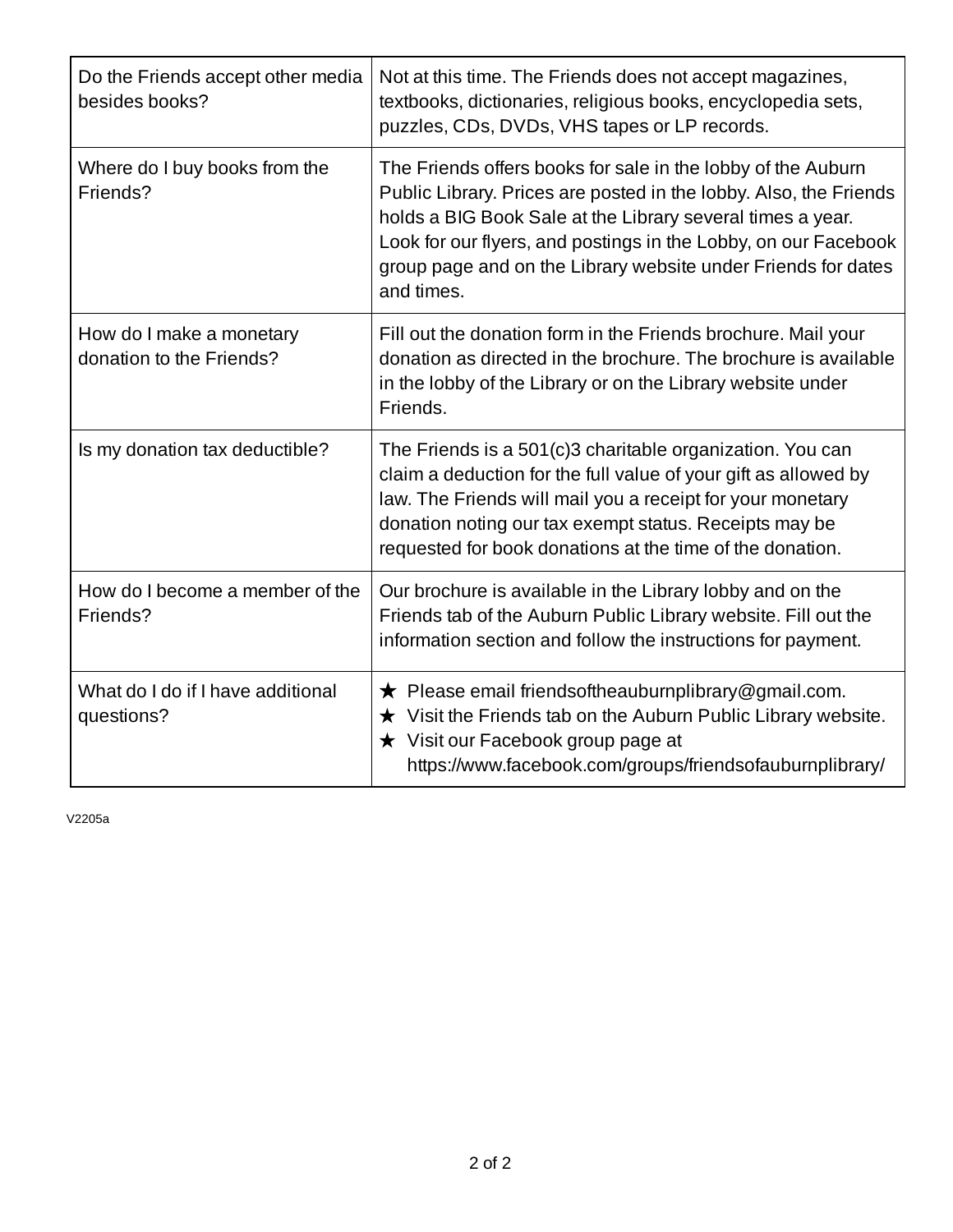| | |
|---|---|
| Do the Friends accept other media besides books? | Not at this time. The Friends does not accept magazines, textbooks, dictionaries, religious books, encyclopedia sets, puzzles, CDs, DVDs, VHS tapes or LP records. |
| Where do I buy books from the Friends? | The Friends offers books for sale in the lobby of the Auburn Public Library. Prices are posted in the lobby. Also, the Friends holds a BIG Book Sale at the Library several times a year. Look for our flyers, and postings in the Lobby, on our Facebook group page and on the Library website under Friends for dates and times. |
| How do I make a monetary donation to the Friends? | Fill out the donation form in the Friends brochure. Mail your donation as directed in the brochure. The brochure is available in the lobby of the Library or on the Library website under Friends. |
| Is my donation tax deductible? | The Friends is a 501(c)3 charitable organization. You can claim a deduction for the full value of your gift as allowed by law. The Friends will mail you a receipt for your monetary donation noting our tax exempt status. Receipts may be requested for book donations at the time of the donation. |
| How do I become a member of the Friends? | Our brochure is available in the Library lobby and on the Friends tab of the Auburn Public Library website. Fill out the information section and follow the instructions for payment. |
| What do I do if I have additional questions? | ★ Please email friendsoftheauburnplibrary@gmail.com.<br>★ Visit the Friends tab on the Auburn Public Library website.<br>★ Visit our Facebook group page at https://www.facebook.com/groups/friendsofauburnplibrary/ |

V2205a